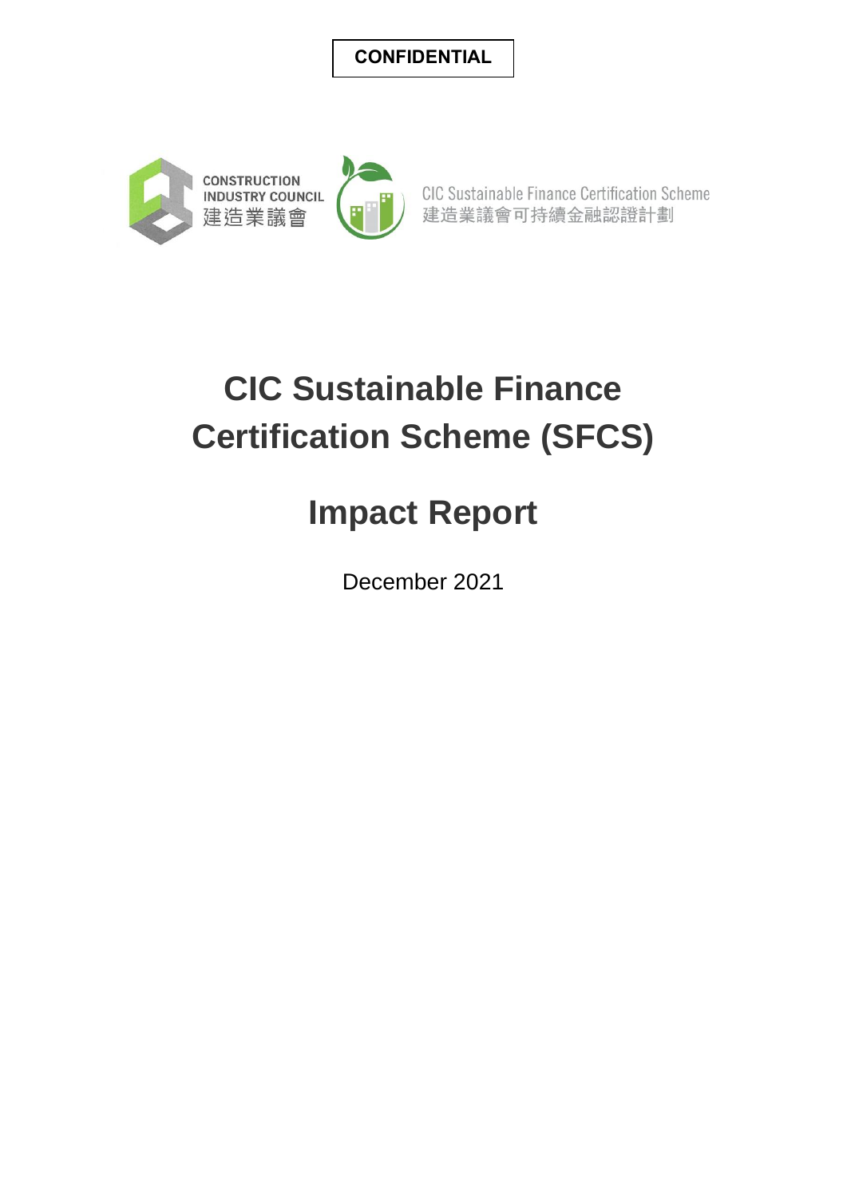**CONFIDENTIAL**

CONSTRUCTION INDUSTRY COUNCIL
建造業議會

CIC Sustainable Finance Certification Scheme
建造業議會可持續金融認證計劃

# CIC Sustainable Finance Certification Scheme (SFCS)

# Impact Report

December 2021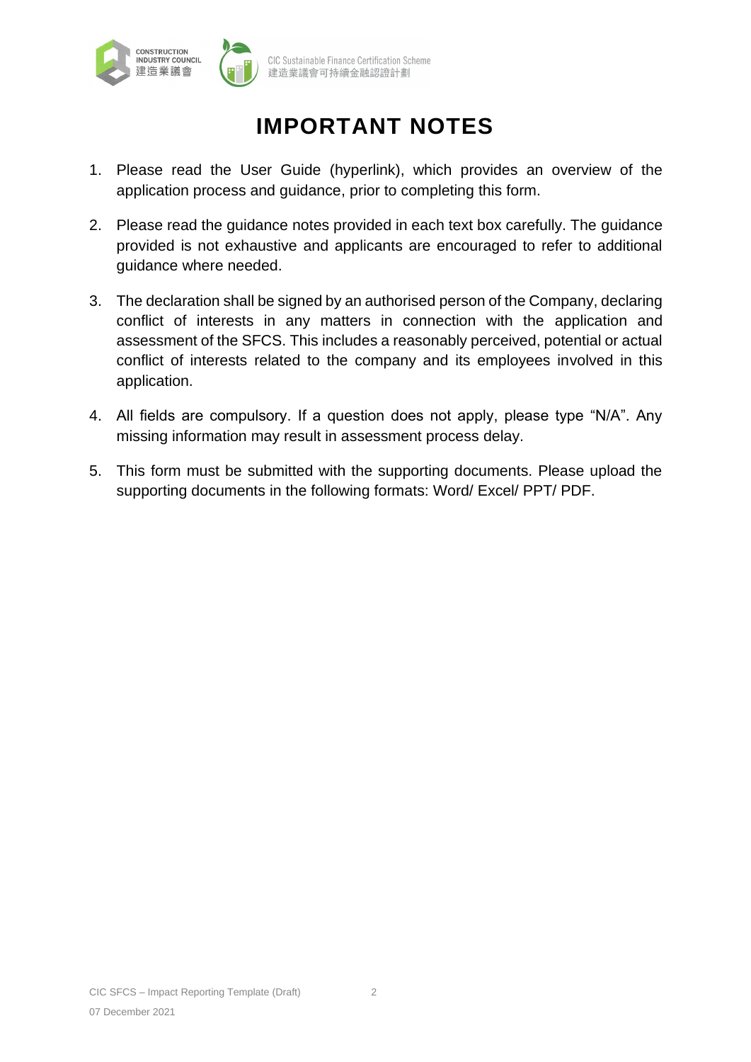# IMPORTANT NOTES

1. Please read the User Guide (hyperlink), which provides an overview of the application process and guidance, prior to completing this form.

2. Please read the guidance notes provided in each text box carefully. The guidance provided is not exhaustive and applicants are encouraged to refer to additional guidance where needed.

3. The declaration shall be signed by an authorised person of the Company, declaring conflict of interests in any matters in connection with the application and assessment of the SFCS. This includes a reasonably perceived, potential or actual conflict of interests related to the company and its employees involved in this application.

4. All fields are compulsory. If a question does not apply, please type "N/A". Any missing information may result in assessment process delay.

5. This form must be submitted with the supporting documents. Please upload the supporting documents in the following formats: Word/ Excel/ PPT/ PDF.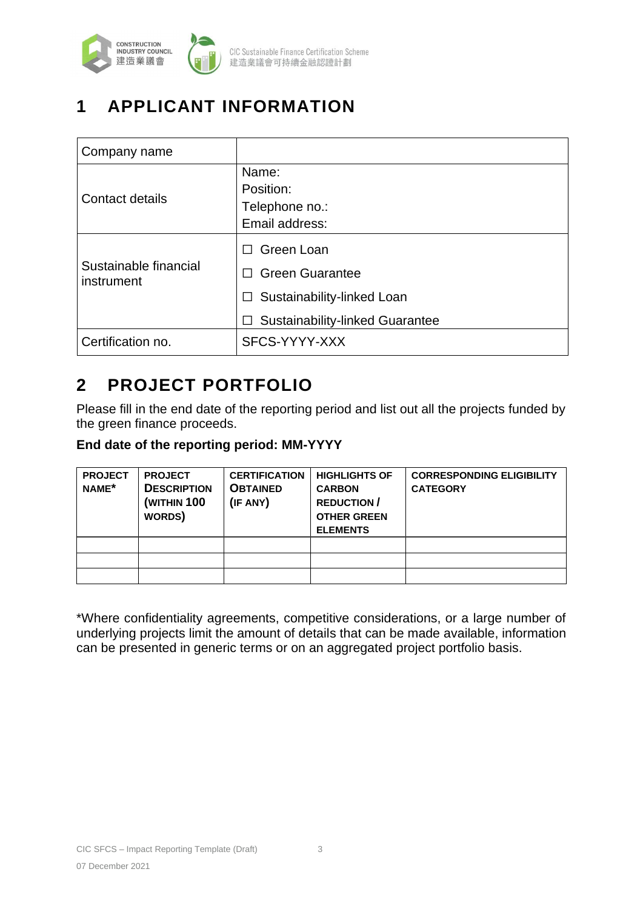# 1 APPLICANT INFORMATION

| Company name | |
|---|---|
| Contact details | Name:<br>Position:<br>Telephone no.:<br>Email address: |
| Sustainable financial instrument | ☐ Green Loan<br>☐ Green Guarantee<br>☐ Sustainability-linked Loan<br>☐ Sustainability-linked Guarantee |
| Certification no. | SFCS-YYYY-XXX |

# 2 PROJECT PORTFOLIO

Please fill in the end date of the reporting period and list out all the projects funded by the green finance proceeds.

**End date of the reporting period: MM-YYYY**

| PROJECT NAME* | PROJECT DESCRIPTION (WITHIN 100 WORDS) | CERTIFICATION OBTAINED (IF ANY) | HIGHLIGHTS OF CARBON REDUCTION / OTHER GREEN ELEMENTS | CORRESPONDING ELIGIBILITY CATEGORY |
|---|---|---|---|---|
| | | | | |
| | | | | |
| | | | | |

*Where confidentiality agreements, competitive considerations, or a large number of underlying projects limit the amount of details that can be made available, information can be presented in generic terms or on an aggregated project portfolio basis.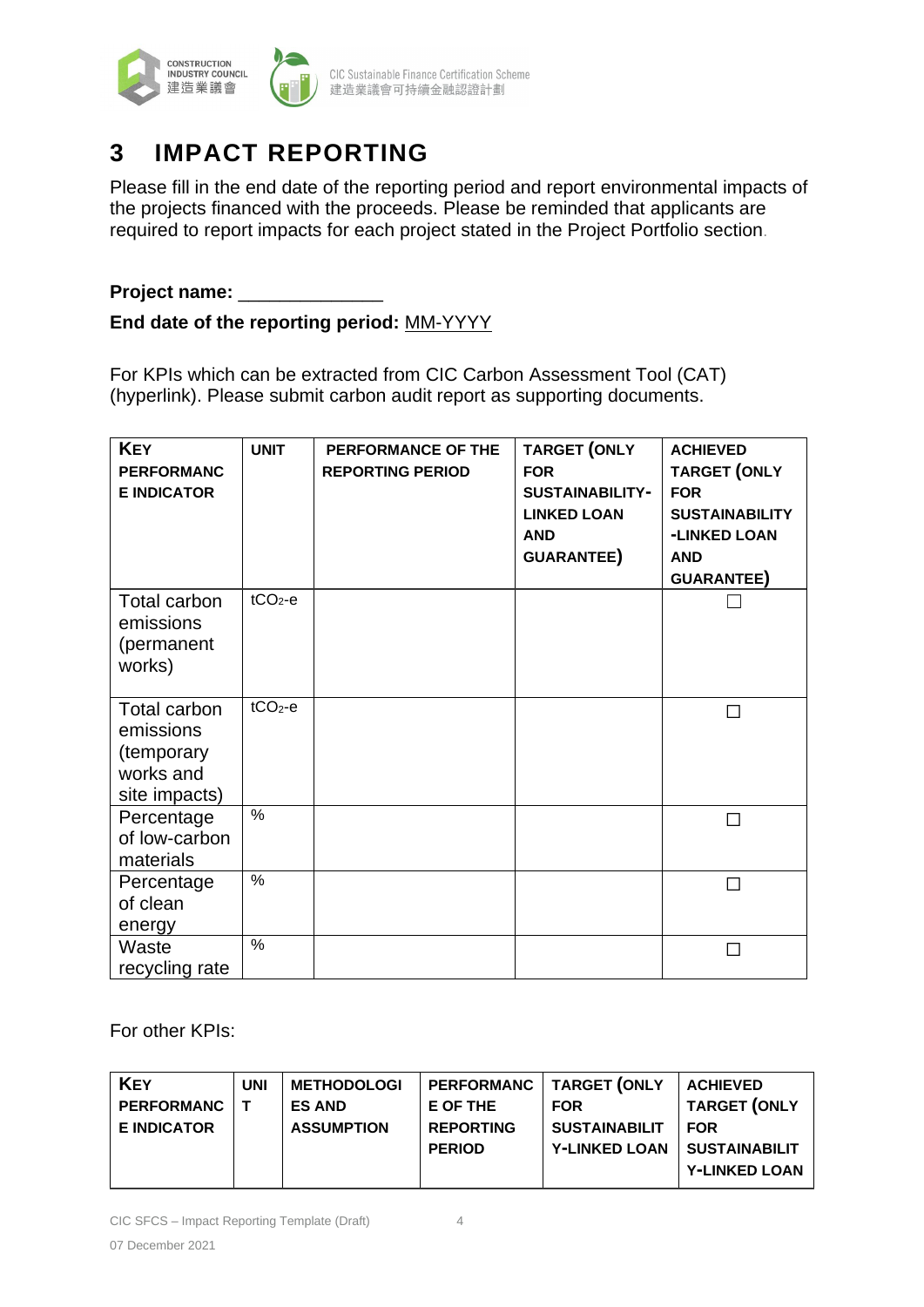# 3 IMPACT REPORTING

Please fill in the end date of the reporting period and report environmental impacts of the projects financed with the proceeds. Please be reminded that applicants are required to report impacts for each project stated in the Project Portfolio section.

**Project name:** _____________

**End date of the reporting period:** MM-YYYY

For KPIs which can be extracted from CIC Carbon Assessment Tool (CAT) (hyperlink). Please submit carbon audit report as supporting documents.

| KEY PERFORMANCE INDICATOR | UNIT | PERFORMANCE OF THE REPORTING PERIOD | TARGET (ONLY FOR SUSTAINABILITY-LINKED LOAN AND GUARANTEE) | ACHIEVED TARGET (ONLY FOR SUSTAINABILITY-LINKED LOAN AND GUARANTEE) |
|---|---|---|---|---|
| Total carbon emissions (permanent works) | $tCO_2$-e | | | ☐ |
| Total carbon emissions (temporary works and site impacts) | $tCO_2$-e | | | ☐ |
| Percentage of low-carbon materials | % | | | ☐ |
| Percentage of clean energy | % | | | ☐ |
| Waste recycling rate | % | | | ☐ |

For other KPIs:

| KEY PERFORMANCE INDICATOR | UNIT | METHODOLOGIES AND ASSUMPTION | PERFORMANCE OF THE REPORTING PERIOD | TARGET (ONLY FOR SUSTAINABILITY-LINKED LOAN | ACHIEVED TARGET (ONLY FOR SUSTAINABILITY-LINKED LOAN |
|---|---|---|---|---|---|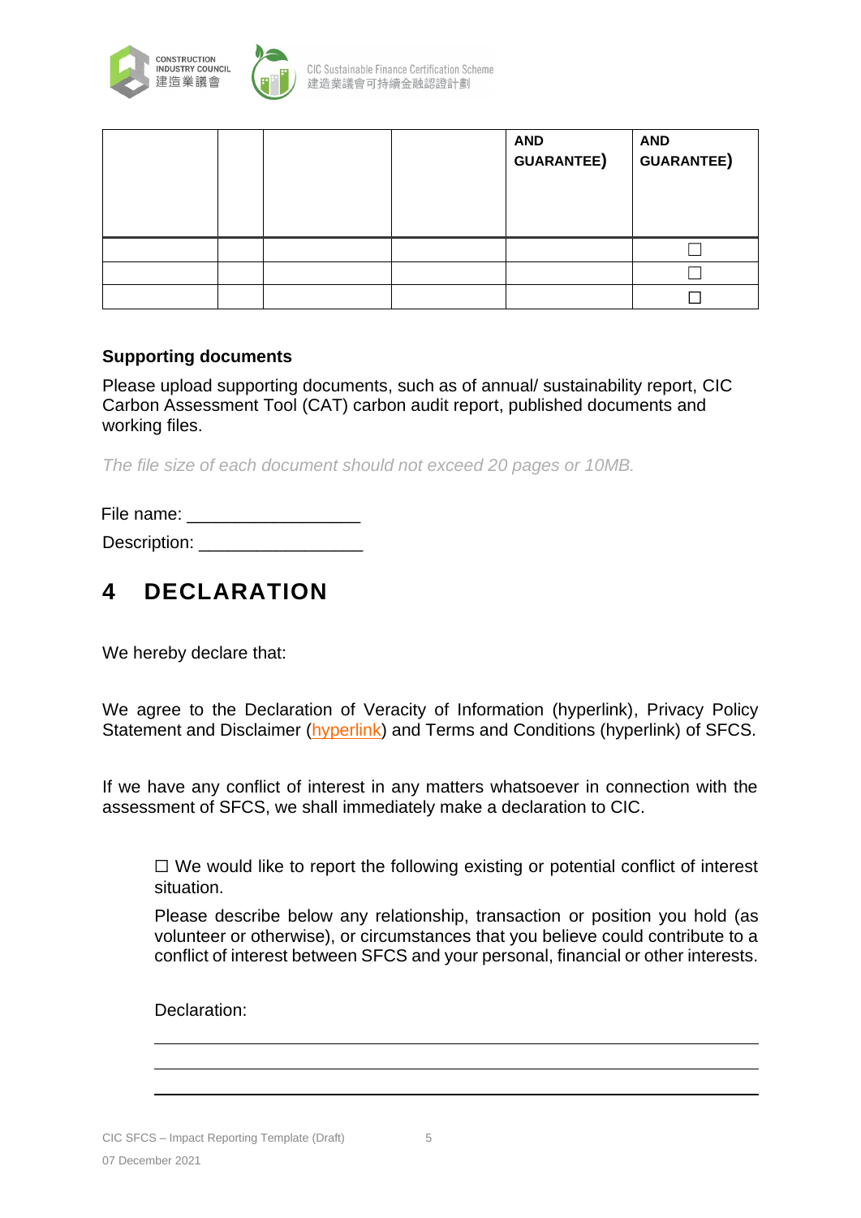|  |  |  |  | AND GUARANTEE) | AND GUARANTEE) |
|---|---|---|---|---|---|
|  |  |  |  |  | ☐ |
|  |  |  |  |  | ☐ |
|  |  |  |  |  | ☐ |

**Supporting documents**

Please upload supporting documents, such as of annual/ sustainability report, CIC Carbon Assessment Tool (CAT) carbon audit report, published documents and working files.

*The file size of each document should not exceed 20 pages or 10MB.*

File name: __________________

Description: _________________

# 4 DECLARATION

We hereby declare that:

We agree to the Declaration of Veracity of Information (hyperlink), Privacy Policy Statement and Disclaimer (hyperlink) and Terms and Conditions (hyperlink) of SFCS.

If we have any conflict of interest in any matters whatsoever in connection with the assessment of SFCS, we shall immediately make a declaration to CIC.

☐ We would like to report the following existing or potential conflict of interest situation.

Please describe below any relationship, transaction or position you hold (as volunteer or otherwise), or circumstances that you believe could contribute to a conflict of interest between SFCS and your personal, financial or other interests.

Declaration:

______________________________________________

______________________________________________

______________________________________________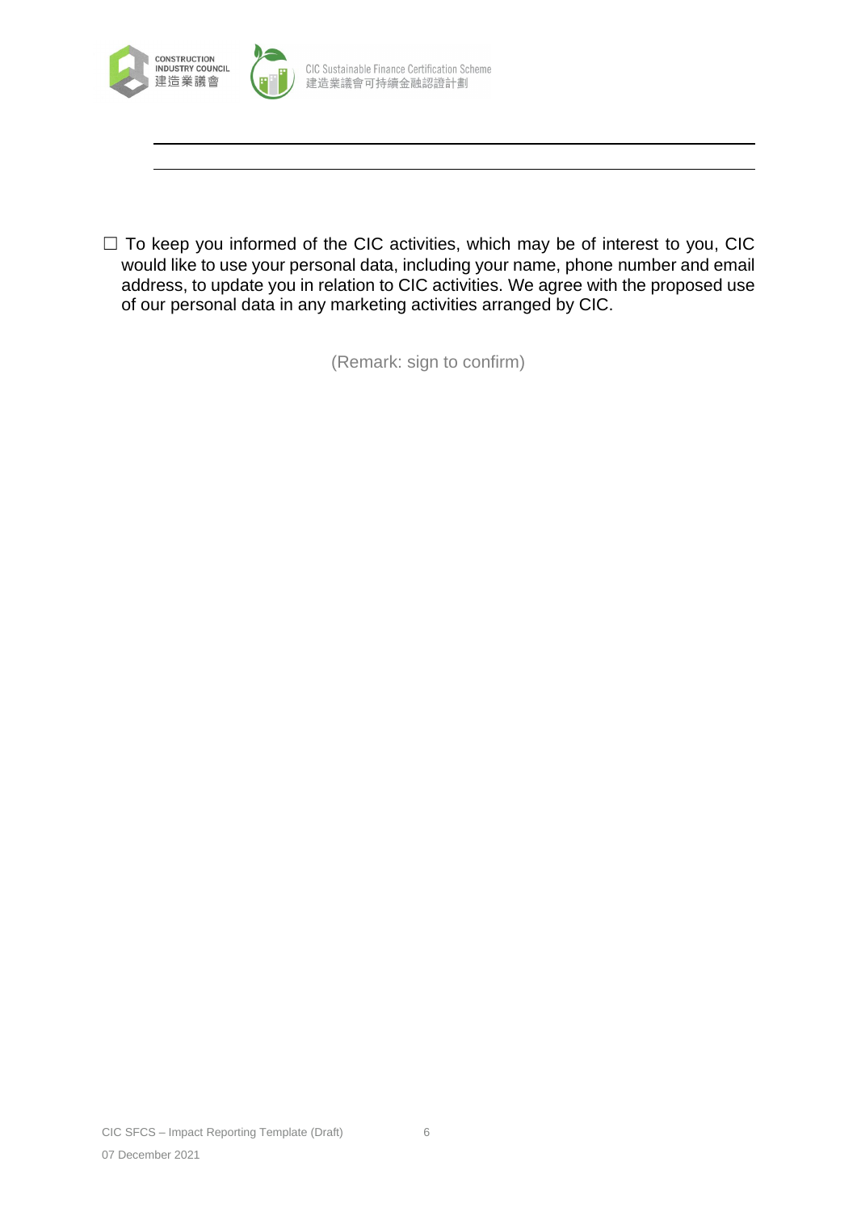☐ To keep you informed of the CIC activities, which may be of interest to you, CIC would like to use your personal data, including your name, phone number and email address, to update you in relation to CIC activities. We agree with the proposed use of our personal data in any marketing activities arranged by CIC.

(Remark: sign to confirm)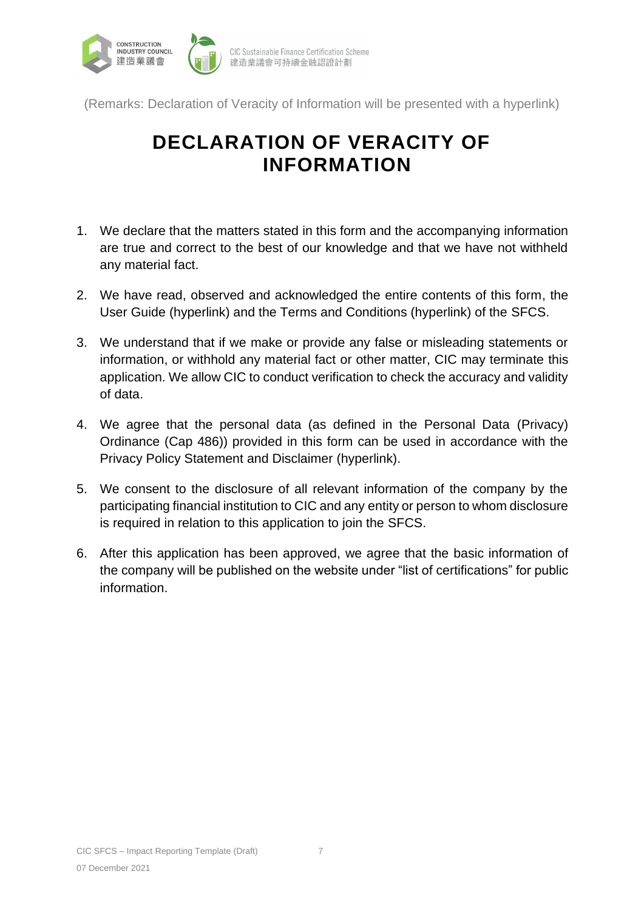(Remarks: Declaration of Veracity of Information will be presented with a hyperlink)

# DECLARATION OF VERACITY OF INFORMATION

1. We declare that the matters stated in this form and the accompanying information are true and correct to the best of our knowledge and that we have not withheld any material fact.

2. We have read, observed and acknowledged the entire contents of this form, the User Guide (hyperlink) and the Terms and Conditions (hyperlink) of the SFCS.

3. We understand that if we make or provide any false or misleading statements or information, or withhold any material fact or other matter, CIC may terminate this application. We allow CIC to conduct verification to check the accuracy and validity of data.

4. We agree that the personal data (as defined in the Personal Data (Privacy) Ordinance (Cap 486)) provided in this form can be used in accordance with the Privacy Policy Statement and Disclaimer (hyperlink).

5. We consent to the disclosure of all relevant information of the company by the participating financial institution to CIC and any entity or person to whom disclosure is required in relation to this application to join the SFCS.

6. After this application has been approved, we agree that the basic information of the company will be published on the website under "list of certifications" for public information.